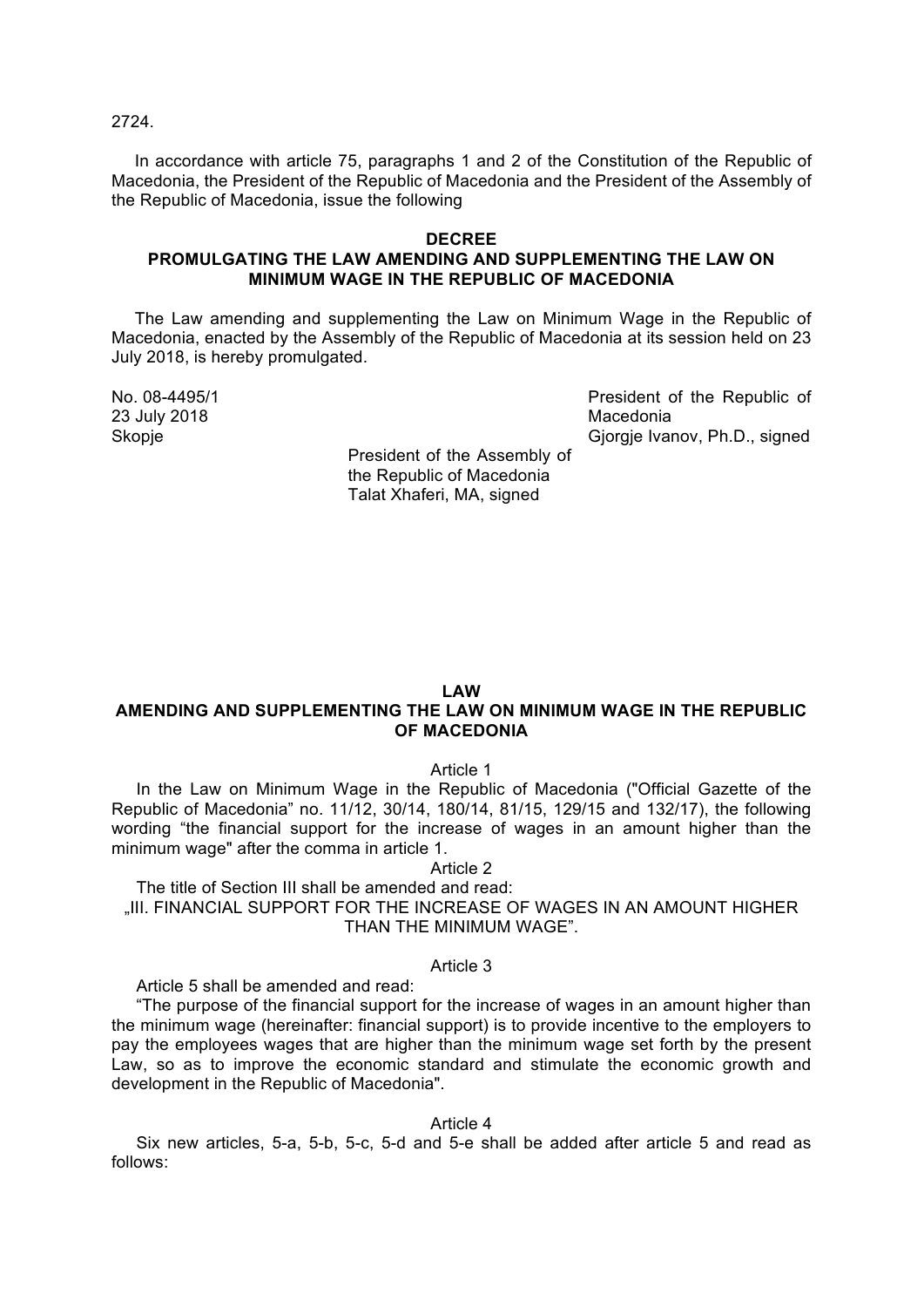2724.

In accordance with article 75, paragraphs 1 and 2 of the Constitution of the Republic of Macedonia, the President of the Republic of Macedonia and the President of the Assembly of the Republic of Macedonia, issue the following

**DECREE**
**PROMULGATING THE LAW AMENDING AND SUPPLEMENTING THE LAW ON MINIMUM WAGE IN THE REPUBLIC OF MACEDONIA**

The Law amending and supplementing the Law on Minimum Wage in the Republic of Macedonia, enacted by the Assembly of the Republic of Macedonia at its session held on 23 July 2018, is hereby promulgated.

No. 08-4495/1
23 July 2018
Skopje

President of the Republic of Macedonia
Gjorgje Ivanov, Ph.D., signed

President of the Assembly of the Republic of Macedonia
Talat Xhaferi, MA, signed

**LAW**
**AMENDING AND SUPPLEMENTING THE LAW ON MINIMUM WAGE IN THE REPUBLIC OF MACEDONIA**

Article 1

In the Law on Minimum Wage in the Republic of Macedonia ("Official Gazette of the Republic of Macedonia" no. 11/12, 30/14, 180/14, 81/15, 129/15 and 132/17), the following wording "the financial support for the increase of wages in an amount higher than the minimum wage" after the comma in article 1.

Article 2

The title of Section III shall be amended and read:

„III. FINANCIAL SUPPORT FOR THE INCREASE OF WAGES IN AN AMOUNT HIGHER THAN THE MINIMUM WAGE".

Article 3

Article 5 shall be amended and read:

"The purpose of the financial support for the increase of wages in an amount higher than the minimum wage (hereinafter: financial support) is to provide incentive to the employers to pay the employees wages that are higher than the minimum wage set forth by the present Law, so as to improve the economic standard and stimulate the economic growth and development in the Republic of Macedonia".

Article 4

Six new articles, 5-a, 5-b, 5-c, 5-d and 5-e shall be added after article 5 and read as follows: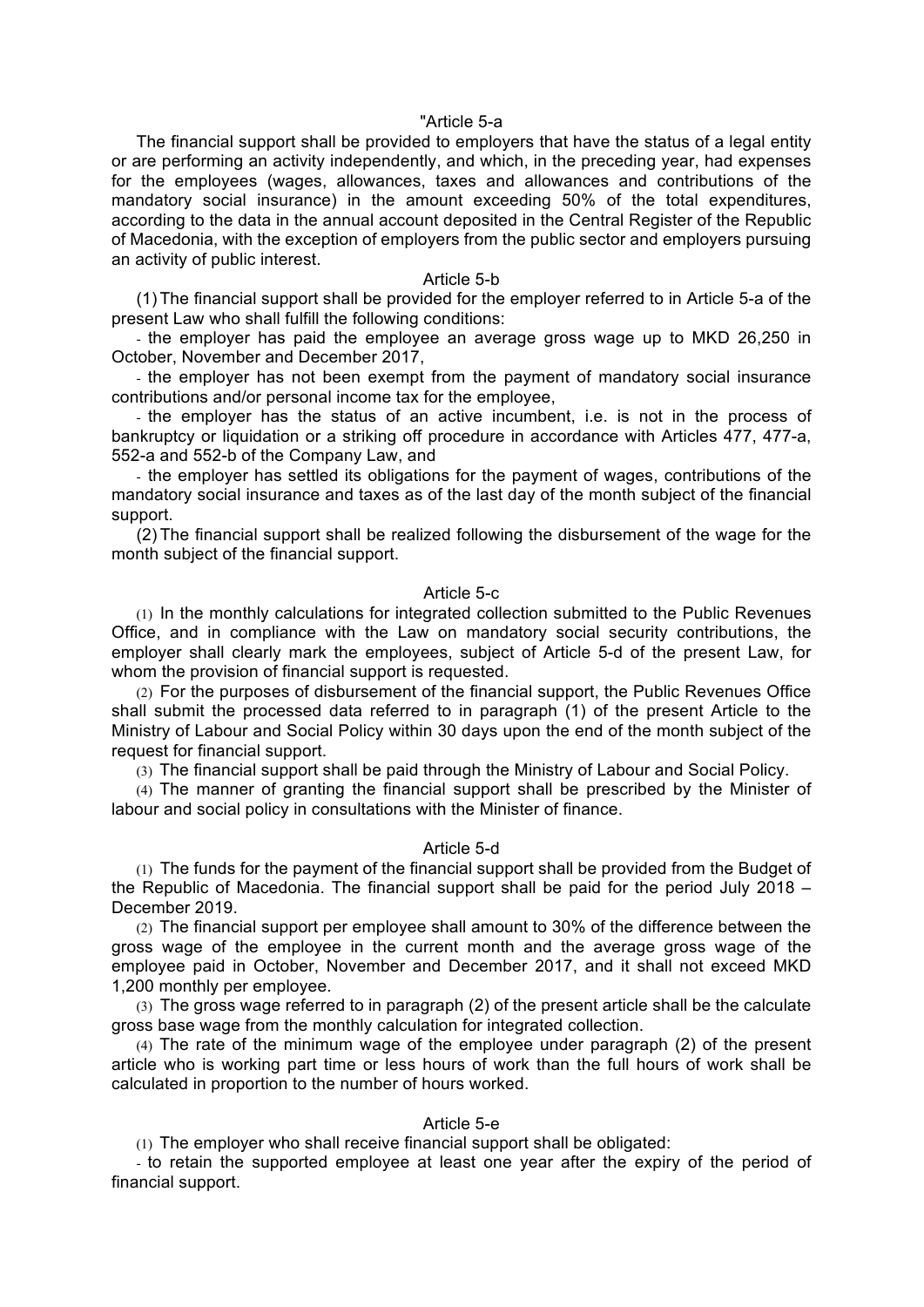"Article 5-a

The financial support shall be provided to employers that have the status of a legal entity or are performing an activity independently, and which, in the preceding year, had expenses for the employees (wages, allowances, taxes and allowances and contributions of the mandatory social insurance) in the amount exceeding 50% of the total expenditures, according to the data in the annual account deposited in the Central Register of the Republic of Macedonia, with the exception of employers from the public sector and employers pursuing an activity of public interest.

Article 5-b

(1) The financial support shall be provided for the employer referred to in Article 5-a of the present Law who shall fulfill the following conditions:

- the employer has paid the employee an average gross wage up to MKD 26,250 in October, November and December 2017,
- the employer has not been exempt from the payment of mandatory social insurance contributions and/or personal income tax for the employee,
- the employer has the status of an active incumbent, i.e. is not in the process of bankruptcy or liquidation or a striking off procedure in accordance with Articles 477, 477-a, 552-a and 552-b of the Company Law, and
- the employer has settled its obligations for the payment of wages, contributions of the mandatory social insurance and taxes as of the last day of the month subject of the financial support.

(2) The financial support shall be realized following the disbursement of the wage for the month subject of the financial support.

Article 5-c

(1) In the monthly calculations for integrated collection submitted to the Public Revenues Office, and in compliance with the Law on mandatory social security contributions, the employer shall clearly mark the employees, subject of Article 5-d of the present Law, for whom the provision of financial support is requested.

(2) For the purposes of disbursement of the financial support, the Public Revenues Office shall submit the processed data referred to in paragraph (1) of the present Article to the Ministry of Labour and Social Policy within 30 days upon the end of the month subject of the request for financial support.

(3) The financial support shall be paid through the Ministry of Labour and Social Policy.

(4) The manner of granting the financial support shall be prescribed by the Minister of labour and social policy in consultations with the Minister of finance.

Article 5-d

(1) The funds for the payment of the financial support shall be provided from the Budget of the Republic of Macedonia. The financial support shall be paid for the period July 2018 – December 2019.

(2) The financial support per employee shall amount to 30% of the difference between the gross wage of the employee in the current month and the average gross wage of the employee paid in October, November and December 2017, and it shall not exceed MKD 1,200 monthly per employee.

(3) The gross wage referred to in paragraph (2) of the present article shall be the calculate gross base wage from the monthly calculation for integrated collection.

(4) The rate of the minimum wage of the employee under paragraph (2) of the present article who is working part time or less hours of work than the full hours of work shall be calculated in proportion to the number of hours worked.

Article 5-e

(1) The employer who shall receive financial support shall be obligated:

- to retain the supported employee at least one year after the expiry of the period of financial support.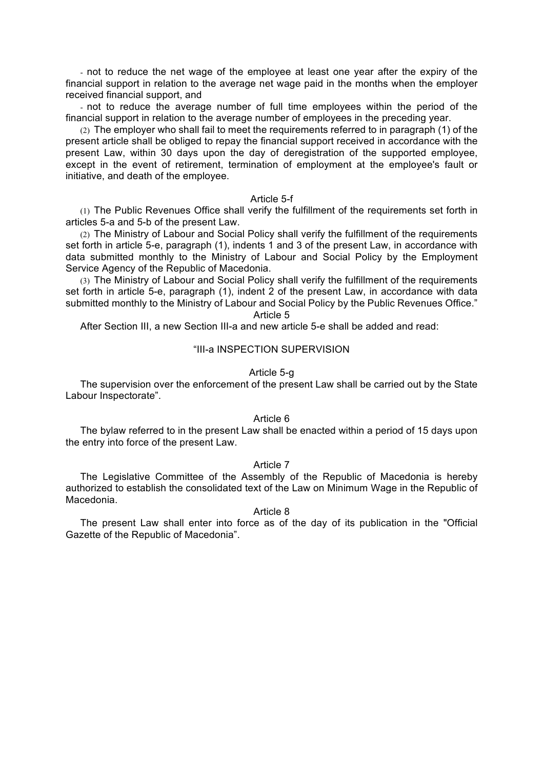- not to reduce the net wage of the employee at least one year after the expiry of the financial support in relation to the average net wage paid in the months when the employer received financial support, and

- not to reduce the average number of full time employees within the period of the financial support in relation to the average number of employees in the preceding year.

(2) The employer who shall fail to meet the requirements referred to in paragraph (1) of the present article shall be obliged to repay the financial support received in accordance with the present Law, within 30 days upon the day of deregistration of the supported employee, except in the event of retirement, termination of employment at the employee's fault or initiative, and death of the employee.

Article 5-f

(1) The Public Revenues Office shall verify the fulfillment of the requirements set forth in articles 5-a and 5-b of the present Law.

(2) The Ministry of Labour and Social Policy shall verify the fulfillment of the requirements set forth in article 5-e, paragraph (1), indents 1 and 3 of the present Law, in accordance with data submitted monthly to the Ministry of Labour and Social Policy by the Employment Service Agency of the Republic of Macedonia.

(3) The Ministry of Labour and Social Policy shall verify the fulfillment of the requirements set forth in article 5-e, paragraph (1), indent 2 of the present Law, in accordance with data submitted monthly to the Ministry of Labour and Social Policy by the Public Revenues Office."

Article 5

After Section III, a new Section III-a and new article 5-e shall be added and read:

"III-a INSPECTION SUPERVISION

Article 5-g

The supervision over the enforcement of the present Law shall be carried out by the State Labour Inspectorate".

Article 6

The bylaw referred to in the present Law shall be enacted within a period of 15 days upon the entry into force of the present Law.

Article 7

The Legislative Committee of the Assembly of the Republic of Macedonia is hereby authorized to establish the consolidated text of the Law on Minimum Wage in the Republic of Macedonia.

Article 8

The present Law shall enter into force as of the day of its publication in the "Official Gazette of the Republic of Macedonia".